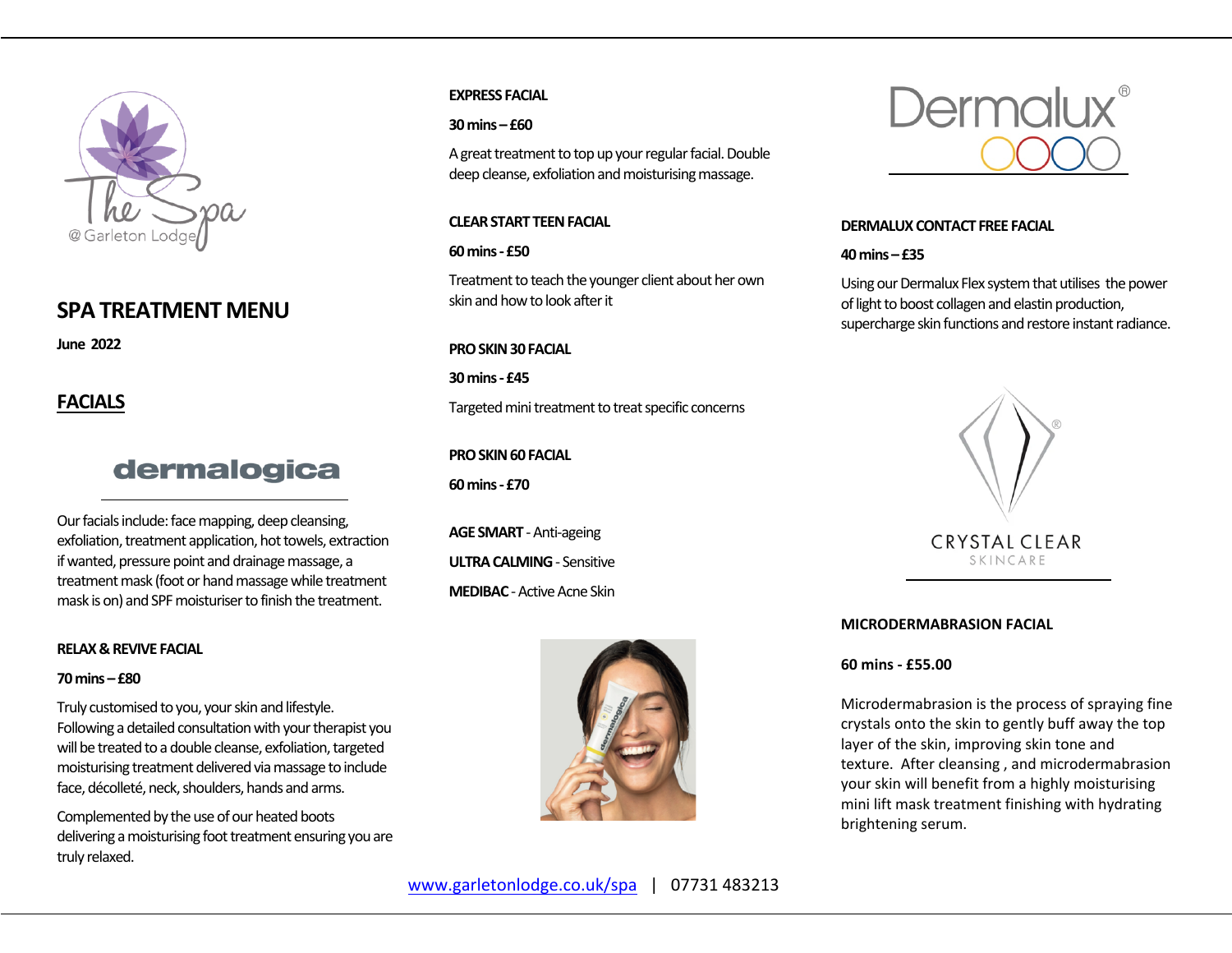# SPA TREATMENT MENU

**June 2022**

## FACIALS

Our facials include: face mapping, deep cleansing, exfoliation, treatment application, hot towels, extraction if wanted, pressure point and drainage massage, a treatment mask (foot or hand massage while treatment mask is on) and SPF moisturiser to finish the treatment.

**RELAX & REVIVE FACIAL**

**70 mins – £80**

Truly customised to you, your skin and lifestyle. Following a detailed consultation with your therapist you will be treated to a double cleanse, exfoliation, targeted moisturising treatment delivered via massage to include face, décolleté, neck, shoulders, hands and arms.

Complemented by the use of our heated boots delivering a moisturising foot treatment ensuring you are truly relaxed.

**EXPRESS FACIAL**

**30 mins – £60**

A great treatment to top up your regular facial. Double deep cleanse, exfoliation and moisturising massage.

**CLEAR START TEEN FACIAL**

**60 mins - £50**

Treatment to teach the younger client about her own skin and how to look after it

**PRO SKIN 30 FACIAL**

**30 mins - £45**

Targeted mini treatment to treat specific concerns

**PRO SKIN 60 FACIAL**

**60 mins - £70**

**AGE SMART** - Anti-ageing

**ULTRA CALMING** - Sensitive

**MEDIBAC** - Active Acne Skin

**DERMALUX CONTACT FREE FACIAL**

**40 mins – £35**

Using our Dermalux Flex system that utilises the power of light to boost collagen and elastin production, supercharge skin functions and restore instant radiance.

**MICRODERMABRASION FACIAL**

**60 mins - £55.00**

Microdermabrasion is the process of spraying fine crystals onto the skin to gently buff away the top layer of the skin, improving skin tone and texture. After cleansing , and microdermabrasion your skin will benefit from a highly moisturising mini lift mask treatment finishing with hydrating brightening serum.

www.garletonlodge.co.uk/spa | 07731 483213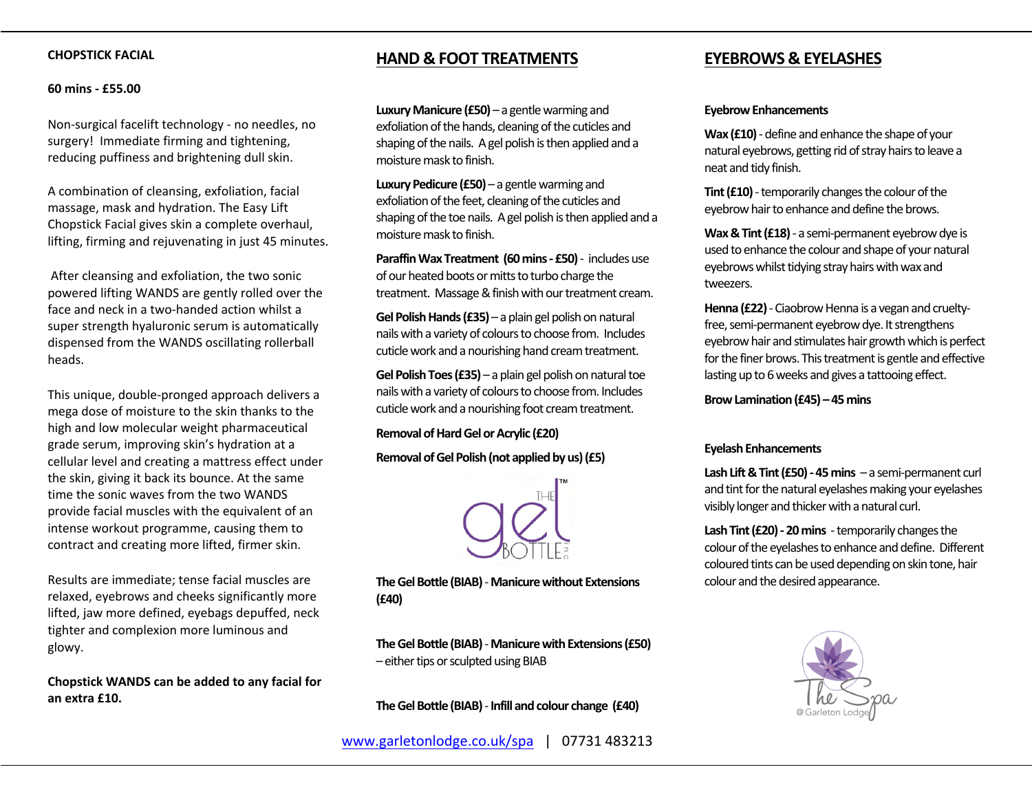**CHOPSTICK FACIAL**

**60 mins - £55.00**

Non-surgical facelift technology - no needles, no surgery! Immediate firming and tightening, reducing puffiness and brightening dull skin.

A combination of cleansing, exfoliation, facial massage, mask and hydration. The Easy Lift Chopstick Facial gives skin a complete overhaul, lifting, firming and rejuvenating in just 45 minutes.

After cleansing and exfoliation, the two sonic powered lifting WANDS are gently rolled over the face and neck in a two-handed action whilst a super strength hyaluronic serum is automatically dispensed from the WANDS oscillating rollerball heads.

This unique, double-pronged approach delivers a mega dose of moisture to the skin thanks to the high and low molecular weight pharmaceutical grade serum, improving skin's hydration at a cellular level and creating a mattress effect under the skin, giving it back its bounce. At the same time the sonic waves from the two WANDS provide facial muscles with the equivalent of an intense workout programme, causing them to contract and creating more lifted, firmer skin.

Results are immediate; tense facial muscles are relaxed, eyebrows and cheeks significantly more lifted, jaw more defined, eyebags depuffed, neck tighter and complexion more luminous and glowy.

**Chopstick WANDS can be added to any facial for an extra £10.**

## HAND & FOOT TREATMENTS

**Luxury Manicure (£50)** – a gentle warming and exfoliation of the hands, cleaning of the cuticles and shaping of the nails. A gel polish is then applied and a moisture mask to finish.

**Luxury Pedicure (£50)** – a gentle warming and exfoliation of the feet, cleaning of the cuticles and shaping of the toe nails. A gel polish is then applied and a moisture mask to finish.

**Paraffin Wax Treatment (60 mins - £50)** - includes use of our heated boots or mitts to turbo charge the treatment. Massage & finish with our treatment cream.

**Gel Polish Hands (£35)** – a plain gel polish on natural nails with a variety of colours to choose from. Includes cuticle work and a nourishing hand cream treatment.

**Gel Polish Toes (£35)** – a plain gel polish on natural toe nails with a variety of colours to choose from. Includes cuticle work and a nourishing foot cream treatment.

**Removal of Hard Gel or Acrylic (£20)**

**Removal of Gel Polish (not applied by us) (£5)**

**The Gel Bottle (BIAB)** - **Manicure without Extensions (£40)**

**The Gel Bottle (BIAB)** - **Manicure with Extensions (£50)** – either tips or sculpted using BIAB

**The Gel Bottle (BIAB)** - **Infill and colour change (£40)**

## EYEBROWS & EYELASHES

**Eyebrow Enhancements**

**Wax (£10)** - define and enhance the shape of your natural eyebrows, getting rid of stray hairs to leave a neat and tidy finish.

**Tint (£10)** - temporarily changes the colour of the eyebrow hair to enhance and define the brows.

**Wax & Tint (£18)** - a semi-permanent eyebrow dye is used to enhance the colour and shape of your natural eyebrows whilst tidying stray hairs with wax and tweezers.

**Henna (£22)** - Ciaobrow Henna is a vegan and cruelty-free, semi-permanent eyebrow dye. It strengthens eyebrow hair and stimulates hair growth which is perfect for the finer brows. This treatment is gentle and effective lasting up to 6 weeks and gives a tattooing effect.

**Brow Lamination (£45) – 45 mins**

**Eyelash Enhancements**

**Lash Lift & Tint (£50) - 45 mins** – a semi-permanent curl and tint for the natural eyelashes making your eyelashes visibly longer and thicker with a natural curl.

**Lash Tint (£20) - 20 mins** - temporarily changes the colour of the eyelashes to enhance and define. Different coloured tints can be used depending on skin tone, hair colour and the desired appearance.

www.garletonlodge.co.uk/spa | 07731 483213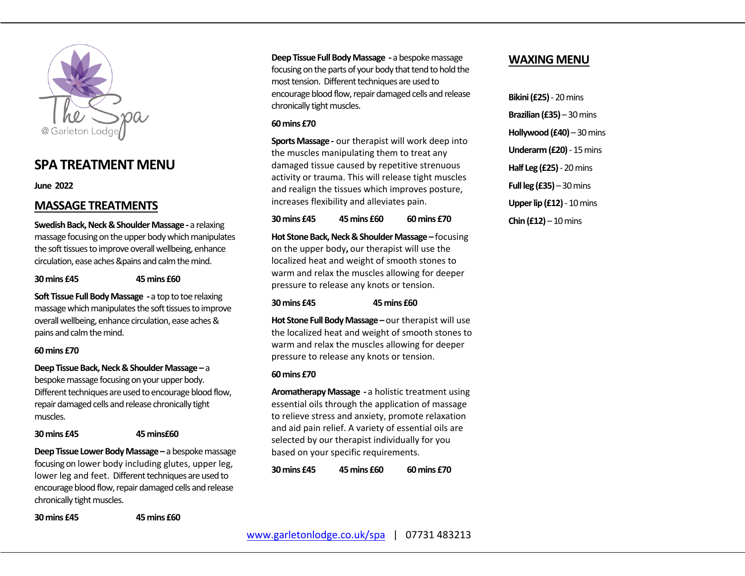The Spa
@ Garleton Lodge

# SPA TREATMENT MENU

**June 2022**

## MASSAGE TREATMENTS

**Swedish Back, Neck & Shoulder Massage -** a relaxing massage focusing on the upper body which manipulates the soft tissues to improve overall wellbeing, enhance circulation, ease aches &pains and calm the mind.

**30 mins £45** **45 mins £60**

**Soft Tissue Full Body Massage -** a top to toe relaxing massage which manipulates the soft tissues to improve overall wellbeing, enhance circulation, ease aches & pains and calm the mind.

**60 mins £70**

**Deep Tissue Back, Neck & Shoulder Massage –** a bespoke massage focusing on your upper body. Different techniques are used to encourage blood flow, repair damaged cells and release chronically tight muscles.

**30 mins £45** **45 mins£60**

**Deep Tissue Lower Body Massage –** a bespoke massage focusing on lower body including glutes, upper leg, lower leg and feet. Different techniques are used to encourage blood flow, repair damaged cells and release chronically tight muscles.

**30 mins £45** **45 mins £60**

**Deep Tissue Full Body Massage -** a bespoke massage focusing on the parts of your body that tend to hold the most tension. Different techniques are used to encourage blood flow, repair damaged cells and release chronically tight muscles.

**60 mins £70**

**Sports Massage -** our therapist will work deep into the muscles manipulating them to treat any damaged tissue caused by repetitive strenuous activity or trauma. This will release tight muscles and realign the tissues which improves posture, increases flexibility and alleviates pain.

**30 mins £45** **45 mins £60** **60 mins £70**

**Hot Stone Back, Neck & Shoulder Massage –** focusing on the upper body**,** our therapist will use the localized heat and weight of smooth stones to warm and relax the muscles allowing for deeper pressure to release any knots or tension.

**30 mins £45** **45 mins £60**

**Hot Stone Full Body Massage –** our therapist will use the localized heat and weight of smooth stones to warm and relax the muscles allowing for deeper pressure to release any knots or tension.

**60 mins £70**

**Aromatherapy Massage -** a holistic treatment using essential oils through the application of massage to relieve stress and anxiety, promote relaxation and aid pain relief. A variety of essential oils are selected by our therapist individually for you based on your specific requirements.

**30 mins £45** **45 mins £60** **60 mins £70**

## WAXING MENU

**Bikini (£25)** - 20 mins

**Brazilian (£35)** – 30 mins

**Hollywood (£40)** – 30 mins

**Underarm (£20)** - 15 mins

**Half Leg (£25)** - 20 mins

**Full leg (£35)** – 30 mins

**Upper lip (£12)** - 10 mins

**Chin (£12)** – 10 mins

www.garletonlodge.co.uk/spa | 07731 483213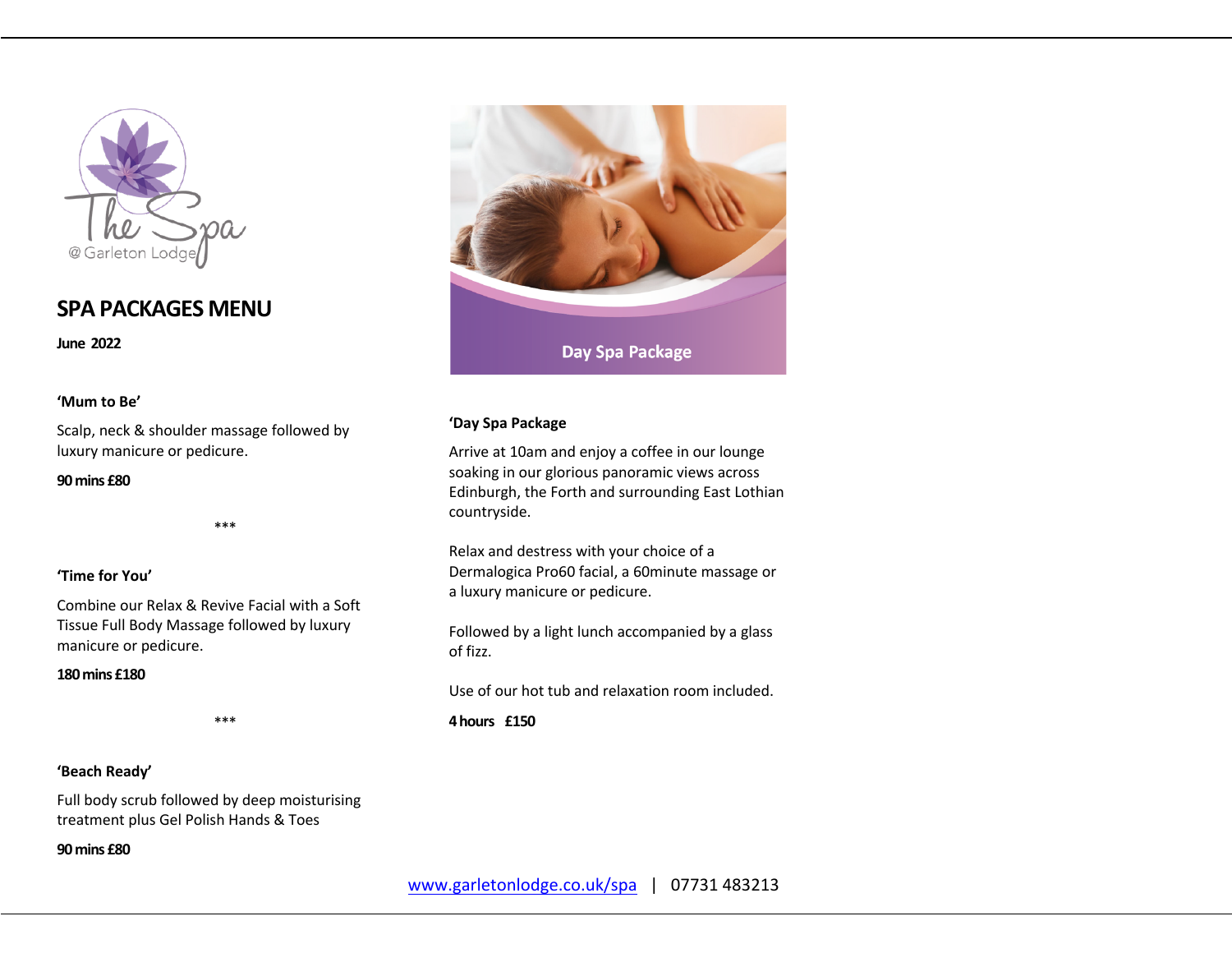# SPA PACKAGES MENU

**June 2022**

**'Mum to Be'**

Scalp, neck & shoulder massage followed by luxury manicure or pedicure.

**90 mins £80**

***

**'Time for You'**

Combine our Relax & Revive Facial with a Soft Tissue Full Body Massage followed by luxury manicure or pedicure.

**180 mins £180**

***

**'Beach Ready'**

Full body scrub followed by deep moisturising treatment plus Gel Polish Hands & Toes

**90 mins £80**

**'Day Spa Package**

Arrive at 10am and enjoy a coffee in our lounge soaking in our glorious panoramic views across Edinburgh, the Forth and surrounding East Lothian countryside.

Relax and destress with your choice of a Dermalogica Pro60 facial, a 60minute massage or a luxury manicure or pedicure.

Followed by a light lunch accompanied by a glass of fizz.

Use of our hot tub and relaxation room included.

**4 hours £150**

www.garletonlodge.co.uk/spa | 07731 483213